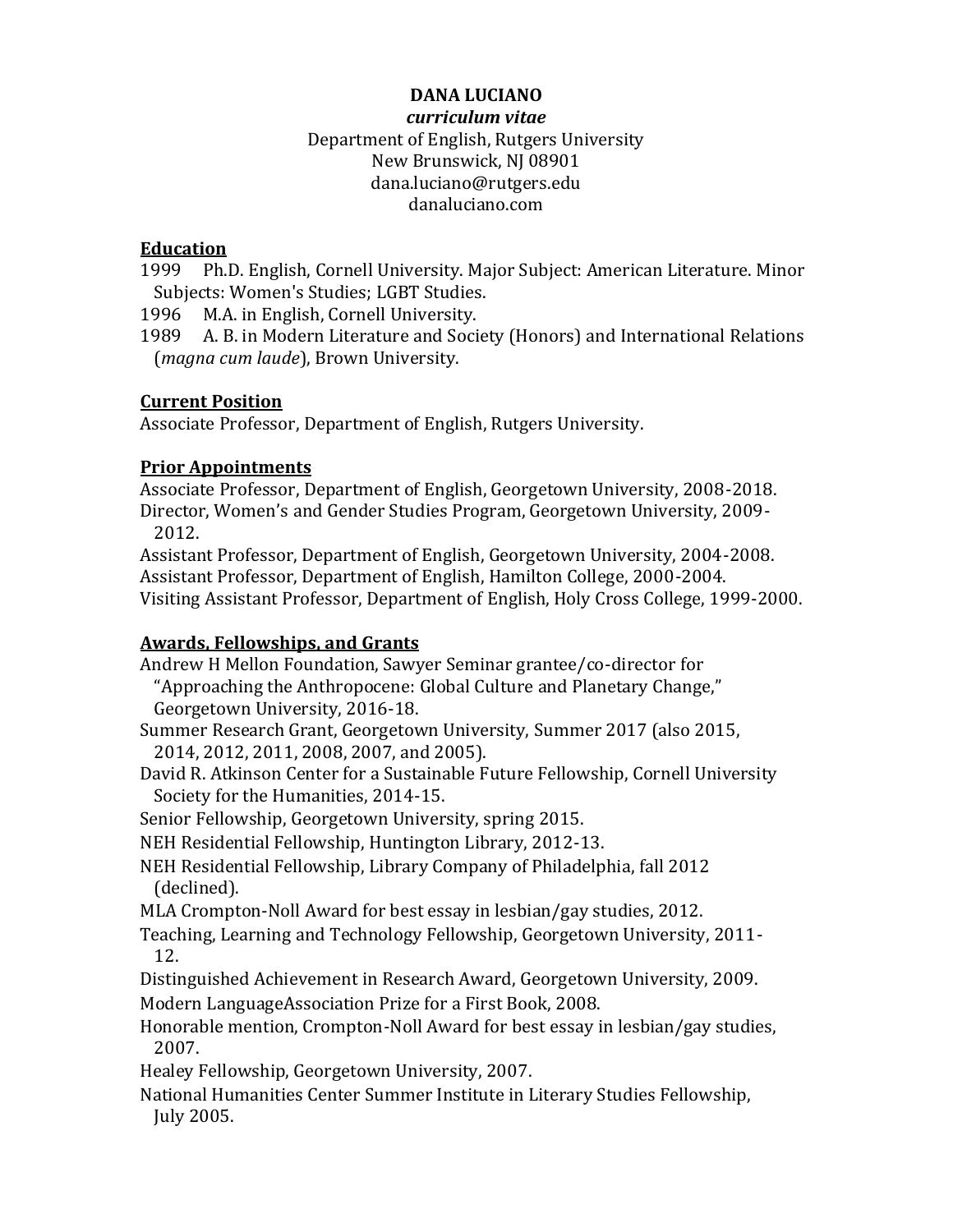# DANA LUCIANO

*curriculum vitae*

Department of English, Rutgers University
New Brunswick, NJ 08901
dana.luciano@rutgers.edu
danaluciano.com

## Education

1999 Ph.D. English, Cornell University. Major Subject: American Literature. Minor Subjects: Women's Studies; LGBT Studies.

1996 M.A. in English, Cornell University.

1989 A. B. in Modern Literature and Society (Honors) and International Relations (*magna cum laude*), Brown University.

## Current Position

Associate Professor, Department of English, Rutgers University.

## Prior Appointments

Associate Professor, Department of English, Georgetown University, 2008-2018.

Director, Women's and Gender Studies Program, Georgetown University, 2009-2012.

Assistant Professor, Department of English, Georgetown University, 2004-2008.

Assistant Professor, Department of English, Hamilton College, 2000-2004.

Visiting Assistant Professor, Department of English, Holy Cross College, 1999-2000.

## Awards, Fellowships, and Grants

Andrew H Mellon Foundation, Sawyer Seminar grantee/co-director for "Approaching the Anthropocene: Global Culture and Planetary Change," Georgetown University, 2016-18.

Summer Research Grant, Georgetown University, Summer 2017 (also 2015, 2014, 2012, 2011, 2008, 2007, and 2005).

David R. Atkinson Center for a Sustainable Future Fellowship, Cornell University Society for the Humanities, 2014-15.

Senior Fellowship, Georgetown University, spring 2015.

NEH Residential Fellowship, Huntington Library, 2012-13.

NEH Residential Fellowship, Library Company of Philadelphia, fall 2012 (declined).

MLA Crompton-Noll Award for best essay in lesbian/gay studies, 2012.

Teaching, Learning and Technology Fellowship, Georgetown University, 2011-12.

Distinguished Achievement in Research Award, Georgetown University, 2009.

Modern LanguageAssociation Prize for a First Book, 2008.

Honorable mention, Crompton-Noll Award for best essay in lesbian/gay studies, 2007.

Healey Fellowship, Georgetown University, 2007.

National Humanities Center Summer Institute in Literary Studies Fellowship, July 2005.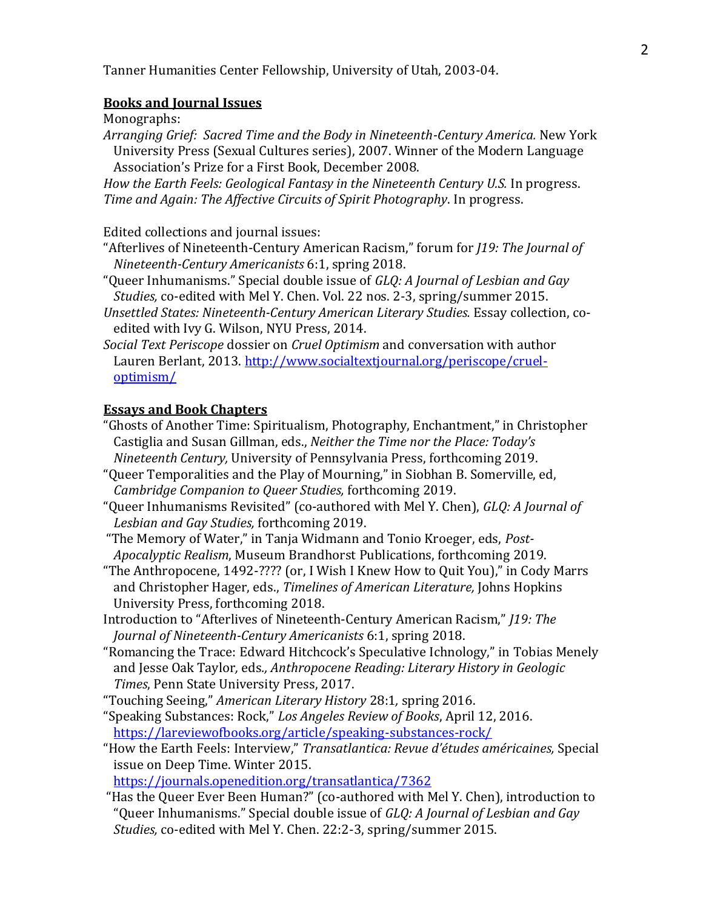Tanner Humanities Center Fellowship, University of Utah, 2003-04.

**Books and Journal Issues**

Monographs:

*Arranging Grief: Sacred Time and the Body in Nineteenth-Century America.* New York University Press (Sexual Cultures series), 2007. Winner of the Modern Language Association's Prize for a First Book, December 2008.

*How the Earth Feels: Geological Fantasy in the Nineteenth Century U.S.* In progress.

*Time and Again: The Affective Circuits of Spirit Photography*. In progress.

Edited collections and journal issues:

"Afterlives of Nineteenth-Century American Racism," forum for *J19: The Journal of Nineteenth-Century Americanists* 6:1, spring 2018.

"Queer Inhumanisms." Special double issue of *GLQ: A Journal of Lesbian and Gay Studies,* co-edited with Mel Y. Chen. Vol. 22 nos. 2-3, spring/summer 2015.

*Unsettled States: Nineteenth-Century American Literary Studies.* Essay collection, co-edited with Ivy G. Wilson, NYU Press, 2014.

*Social Text Periscope* dossier on *Cruel Optimism* and conversation with author Lauren Berlant, 2013. http://www.socialtextjournal.org/periscope/cruel-optimism/

**Essays and Book Chapters**

"Ghosts of Another Time: Spiritualism, Photography, Enchantment," in Christopher Castiglia and Susan Gillman, eds., *Neither the Time nor the Place: Today's Nineteenth Century,* University of Pennsylvania Press, forthcoming 2019.

"Queer Temporalities and the Play of Mourning," in Siobhan B. Somerville, ed, *Cambridge Companion to Queer Studies,* forthcoming 2019.

"Queer Inhumanisms Revisited" (co-authored with Mel Y. Chen), *GLQ: A Journal of Lesbian and Gay Studies,* forthcoming 2019.

"The Memory of Water," in Tanja Widmann and Tonio Kroeger, eds, *Post-Apocalyptic Realism*, Museum Brandhorst Publications, forthcoming 2019.

"The Anthropocene, 1492-???? (or, I Wish I Knew How to Quit You)," in Cody Marrs and Christopher Hager, eds., *Timelines of American Literature,* Johns Hopkins University Press, forthcoming 2018.

Introduction to "Afterlives of Nineteenth-Century American Racism," *J19: The Journal of Nineteenth-Century Americanists* 6:1, spring 2018.

"Romancing the Trace: Edward Hitchcock's Speculative Ichnology," in Tobias Menely and Jesse Oak Taylor, eds., *Anthropocene Reading: Literary History in Geologic Times*, Penn State University Press, 2017.

"Touching Seeing," *American Literary History* 28:1, spring 2016.

"Speaking Substances: Rock," *Los Angeles Review of Books*, April 12, 2016. https://lareviewofbooks.org/article/speaking-substances-rock/

"How the Earth Feels: Interview," *Transatlantica: Revue d'études américaines,* Special issue on Deep Time. Winter 2015. https://journals.openedition.org/transatlantica/7362

"Has the Queer Ever Been Human?" (co-authored with Mel Y. Chen), introduction to "Queer Inhumanisms." Special double issue of *GLQ: A Journal of Lesbian and Gay Studies,* co-edited with Mel Y. Chen. 22:2-3, spring/summer 2015.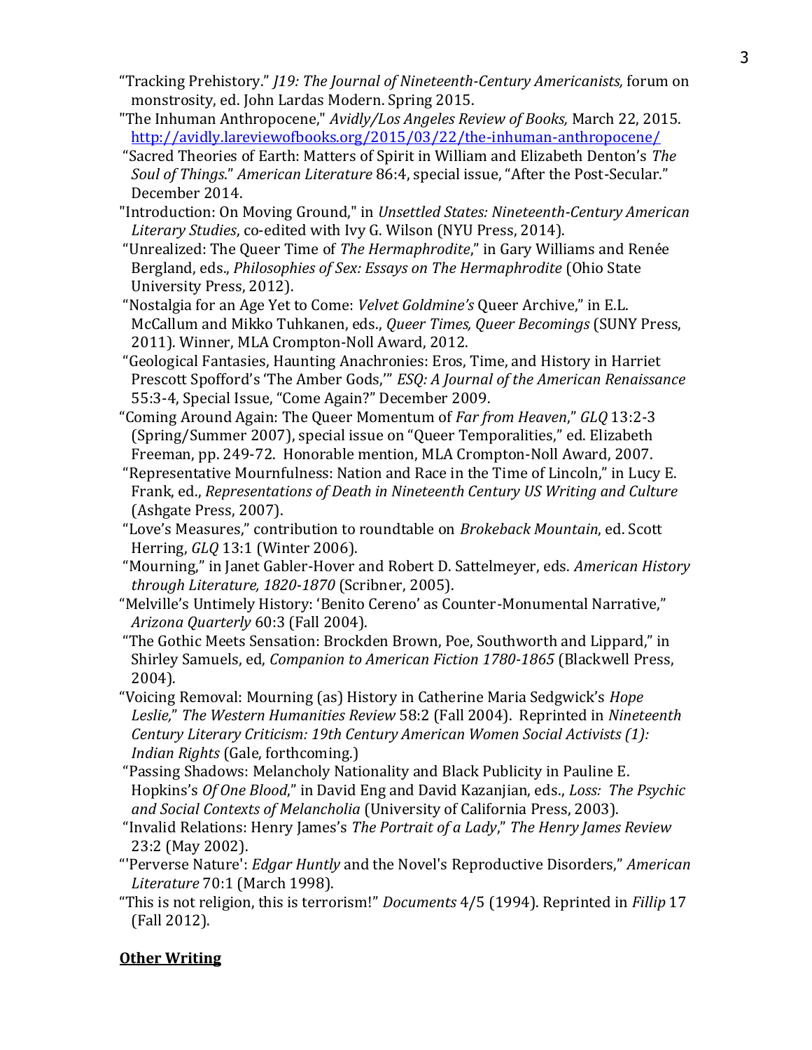"Tracking Prehistory." *J19: The Journal of Nineteenth-Century Americanists,* forum on monstrosity, ed. John Lardas Modern. Spring 2015.

"The Inhuman Anthropocene," *Avidly/Los Angeles Review of Books,* March 22, 2015. http://avidly.lareviewofbooks.org/2015/03/22/the-inhuman-anthropocene/

"Sacred Theories of Earth: Matters of Spirit in William and Elizabeth Denton's *The Soul of Things*." *American Literature* 86:4, special issue, "After the Post-Secular." December 2014.

"Introduction: On Moving Ground," in *Unsettled States: Nineteenth-Century American Literary Studies*, co-edited with Ivy G. Wilson (NYU Press, 2014).

"Unrealized: The Queer Time of *The Hermaphrodite*," in Gary Williams and Renée Bergland, eds., *Philosophies of Sex: Essays on The Hermaphrodite* (Ohio State University Press, 2012).

"Nostalgia for an Age Yet to Come: *Velvet Goldmine's* Queer Archive," in E.L. McCallum and Mikko Tuhkanen, eds., *Queer Times, Queer Becomings* (SUNY Press, 2011). Winner, MLA Crompton-Noll Award, 2012.

"Geological Fantasies, Haunting Anachronies: Eros, Time, and History in Harriet Prescott Spofford's 'The Amber Gods,'" *ESQ: A Journal of the American Renaissance* 55:3-4, Special Issue, "Come Again?" December 2009.

"Coming Around Again: The Queer Momentum of *Far from Heaven*," *GLQ* 13:2-3 (Spring/Summer 2007), special issue on "Queer Temporalities," ed. Elizabeth Freeman, pp. 249-72. Honorable mention, MLA Crompton-Noll Award, 2007.

"Representative Mournfulness: Nation and Race in the Time of Lincoln," in Lucy E. Frank, ed., *Representations of Death in Nineteenth Century US Writing and Culture* (Ashgate Press, 2007).

"Love's Measures," contribution to roundtable on *Brokeback Mountain*, ed. Scott Herring, *GLQ* 13:1 (Winter 2006).

"Mourning," in Janet Gabler-Hover and Robert D. Sattelmeyer, eds. *American History through Literature, 1820-1870* (Scribner, 2005).

"Melville's Untimely History: 'Benito Cereno' as Counter-Monumental Narrative," *Arizona Quarterly* 60:3 (Fall 2004).

"The Gothic Meets Sensation: Brockden Brown, Poe, Southworth and Lippard," in Shirley Samuels, ed, *Companion to American Fiction 1780-1865* (Blackwell Press, 2004).

"Voicing Removal: Mourning (as) History in Catherine Maria Sedgwick's *Hope Leslie,*" *The Western Humanities Review* 58:2 (Fall 2004). Reprinted in *Nineteenth Century Literary Criticism: 19th Century American Women Social Activists (1): Indian Rights* (Gale, forthcoming.)

"Passing Shadows: Melancholy Nationality and Black Publicity in Pauline E. Hopkins's *Of One Blood*," in David Eng and David Kazanjian, eds., *Loss: The Psychic and Social Contexts of Melancholia* (University of California Press, 2003).

"Invalid Relations: Henry James's *The Portrait of a Lady*," *The Henry James Review* 23:2 (May 2002).

"'Perverse Nature': *Edgar Huntly* and the Novel's Reproductive Disorders," *American Literature* 70:1 (March 1998).

"This is not religion, this is terrorism!" *Documents* 4/5 (1994). Reprinted in *Fillip* 17 (Fall 2012).

**Other Writing**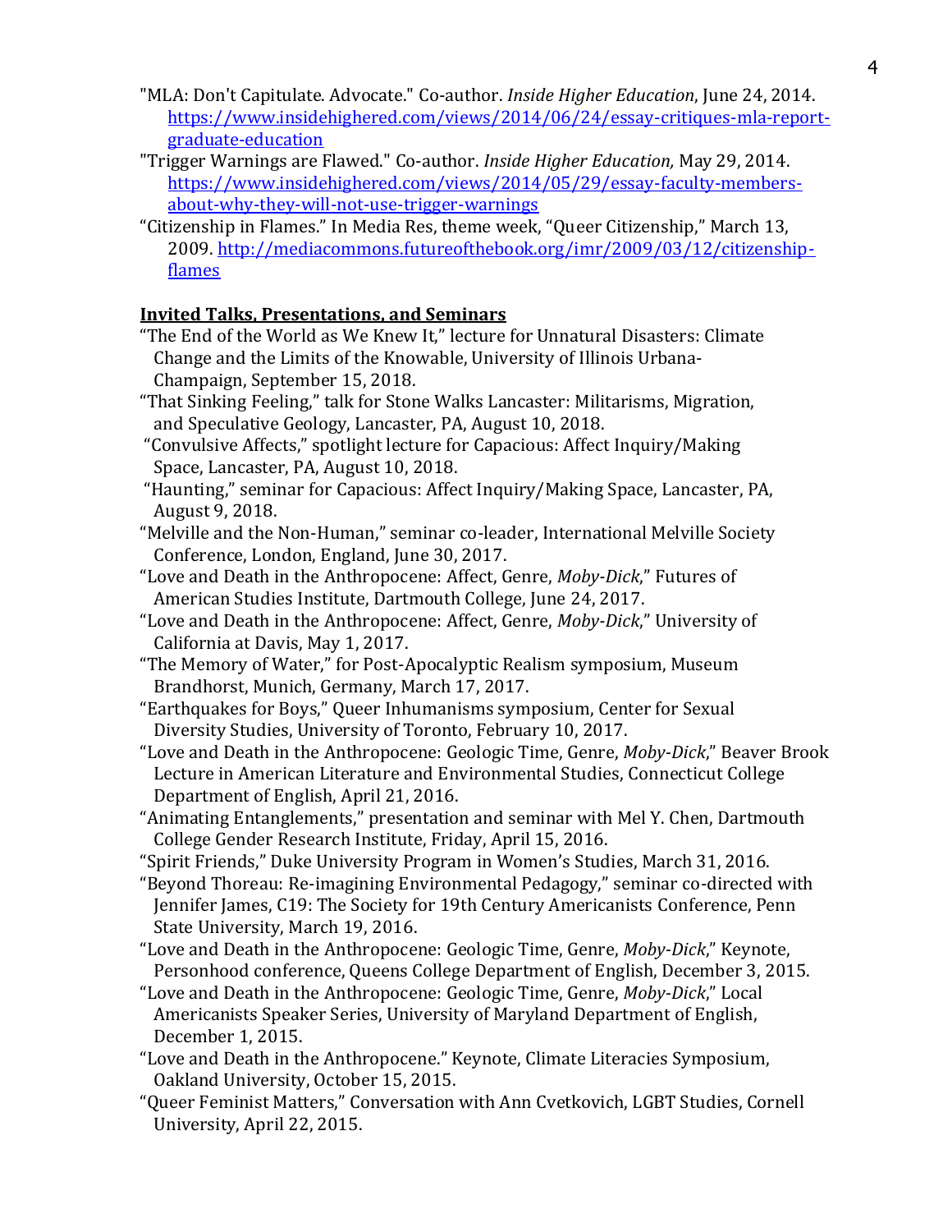"MLA: Don't Capitulate. Advocate." Co-author. *Inside Higher Education*, June 24, 2014. https://www.insidehighered.com/views/2014/06/24/essay-critiques-mla-report-graduate-education

"Trigger Warnings are Flawed." Co-author. *Inside Higher Education,* May 29, 2014. https://www.insidehighered.com/views/2014/05/29/essay-faculty-members-about-why-they-will-not-use-trigger-warnings

"Citizenship in Flames." In Media Res, theme week, "Queer Citizenship," March 13, 2009. http://mediacommons.futureofthebook.org/imr/2009/03/12/citizenship-flames

**Invited Talks, Presentations, and Seminars**

"The End of the World as We Knew It," lecture for Unnatural Disasters: Climate Change and the Limits of the Knowable, University of Illinois Urbana-Champaign, September 15, 2018.

"That Sinking Feeling," talk for Stone Walks Lancaster: Militarisms, Migration, and Speculative Geology, Lancaster, PA, August 10, 2018.

"Convulsive Affects," spotlight lecture for Capacious: Affect Inquiry/Making Space, Lancaster, PA, August 10, 2018.

"Haunting," seminar for Capacious: Affect Inquiry/Making Space, Lancaster, PA, August 9, 2018.

"Melville and the Non-Human," seminar co-leader, International Melville Society Conference, London, England, June 30, 2017.

"Love and Death in the Anthropocene: Affect, Genre, *Moby-Dick*," Futures of American Studies Institute, Dartmouth College, June 24, 2017.

"Love and Death in the Anthropocene: Affect, Genre, *Moby-Dick*," University of California at Davis, May 1, 2017.

"The Memory of Water," for Post-Apocalyptic Realism symposium, Museum Brandhorst, Munich, Germany, March 17, 2017.

"Earthquakes for Boys," Queer Inhumanisms symposium, Center for Sexual Diversity Studies, University of Toronto, February 10, 2017.

"Love and Death in the Anthropocene: Geologic Time, Genre, *Moby-Dick*," Beaver Brook Lecture in American Literature and Environmental Studies, Connecticut College Department of English, April 21, 2016.

"Animating Entanglements," presentation and seminar with Mel Y. Chen, Dartmouth College Gender Research Institute, Friday, April 15, 2016.

"Spirit Friends," Duke University Program in Women's Studies, March 31, 2016.

"Beyond Thoreau: Re-imagining Environmental Pedagogy," seminar co-directed with Jennifer James, C19: The Society for 19th Century Americanists Conference, Penn State University, March 19, 2016.

"Love and Death in the Anthropocene: Geologic Time, Genre, *Moby-Dick*," Keynote, Personhood conference, Queens College Department of English, December 3, 2015.

"Love and Death in the Anthropocene: Geologic Time, Genre, *Moby-Dick*," Local Americanists Speaker Series, University of Maryland Department of English, December 1, 2015.

"Love and Death in the Anthropocene." Keynote, Climate Literacies Symposium, Oakland University, October 15, 2015.

"Queer Feminist Matters," Conversation with Ann Cvetkovich, LGBT Studies, Cornell University, April 22, 2015.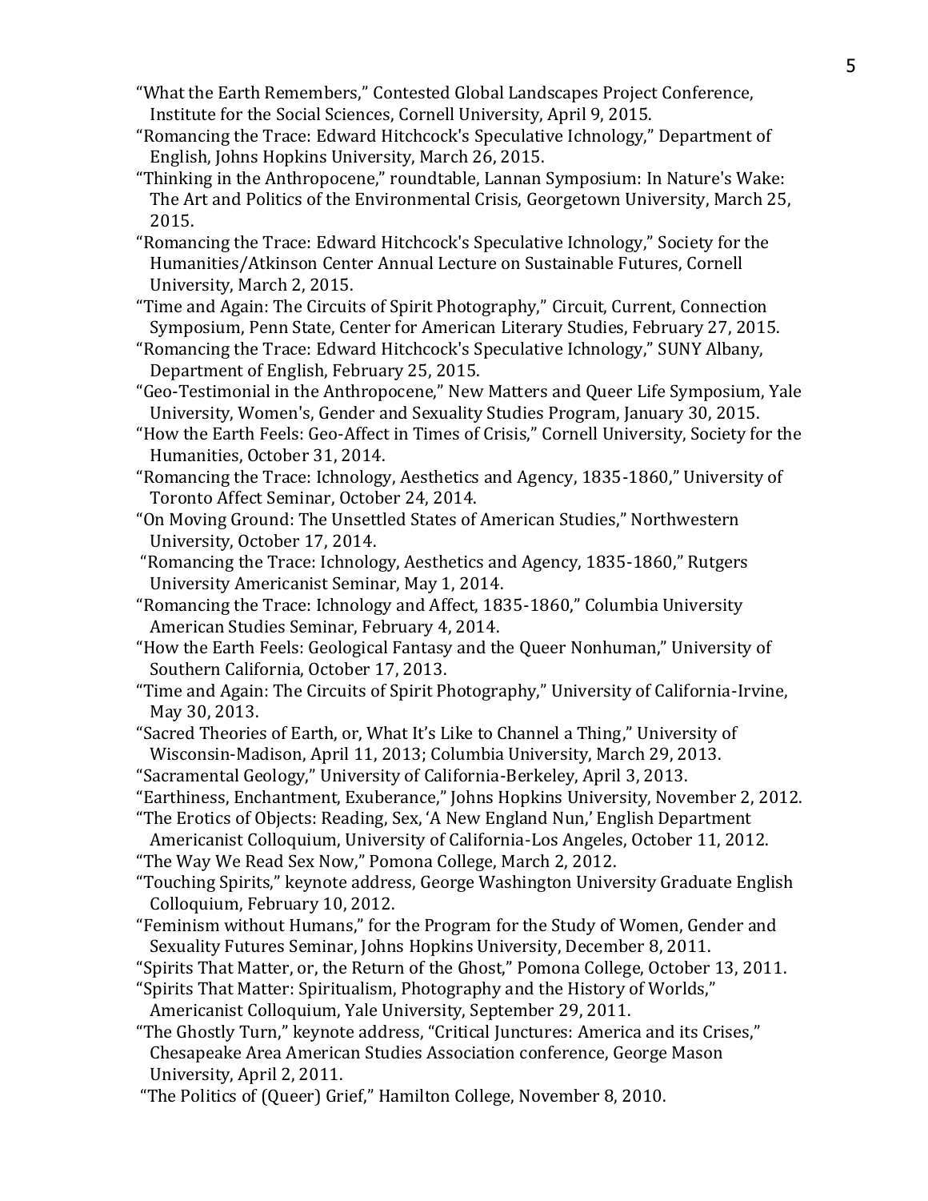"What the Earth Remembers," Contested Global Landscapes Project Conference, Institute for the Social Sciences, Cornell University, April 9, 2015.

"Romancing the Trace: Edward Hitchcock's Speculative Ichnology," Department of English, Johns Hopkins University, March 26, 2015.

"Thinking in the Anthropocene," roundtable, Lannan Symposium: In Nature's Wake: The Art and Politics of the Environmental Crisis, Georgetown University, March 25, 2015.

"Romancing the Trace: Edward Hitchcock's Speculative Ichnology," Society for the Humanities/Atkinson Center Annual Lecture on Sustainable Futures, Cornell University, March 2, 2015.

"Time and Again: The Circuits of Spirit Photography," Circuit, Current, Connection Symposium, Penn State, Center for American Literary Studies, February 27, 2015.

"Romancing the Trace: Edward Hitchcock's Speculative Ichnology," SUNY Albany, Department of English, February 25, 2015.

"Geo-Testimonial in the Anthropocene," New Matters and Queer Life Symposium, Yale University, Women's, Gender and Sexuality Studies Program, January 30, 2015.

"How the Earth Feels: Geo-Affect in Times of Crisis," Cornell University, Society for the Humanities, October 31, 2014.

"Romancing the Trace: Ichnology, Aesthetics and Agency, 1835-1860," University of Toronto Affect Seminar, October 24, 2014.

"On Moving Ground: The Unsettled States of American Studies," Northwestern University, October 17, 2014.

"Romancing the Trace: Ichnology, Aesthetics and Agency, 1835-1860," Rutgers University Americanist Seminar, May 1, 2014.

"Romancing the Trace: Ichnology and Affect, 1835-1860," Columbia University American Studies Seminar, February 4, 2014.

"How the Earth Feels: Geological Fantasy and the Queer Nonhuman," University of Southern California, October 17, 2013.

"Time and Again: The Circuits of Spirit Photography," University of California-Irvine, May 30, 2013.

"Sacred Theories of Earth, or, What It's Like to Channel a Thing," University of Wisconsin-Madison, April 11, 2013; Columbia University, March 29, 2013.

"Sacramental Geology," University of California-Berkeley, April 3, 2013.

"Earthiness, Enchantment, Exuberance," Johns Hopkins University, November 2, 2012.

"The Erotics of Objects: Reading, Sex, 'A New England Nun,' English Department Americanist Colloquium, University of California-Los Angeles, October 11, 2012.

"The Way We Read Sex Now," Pomona College, March 2, 2012.

"Touching Spirits," keynote address, George Washington University Graduate English Colloquium, February 10, 2012.

"Feminism without Humans," for the Program for the Study of Women, Gender and Sexuality Futures Seminar, Johns Hopkins University, December 8, 2011.

"Spirits That Matter, or, the Return of the Ghost," Pomona College, October 13, 2011.

"Spirits That Matter: Spiritualism, Photography and the History of Worlds," Americanist Colloquium, Yale University, September 29, 2011.

"The Ghostly Turn," keynote address, "Critical Junctures: America and its Crises," Chesapeake Area American Studies Association conference, George Mason University, April 2, 2011.

"The Politics of (Queer) Grief," Hamilton College, November 8, 2010.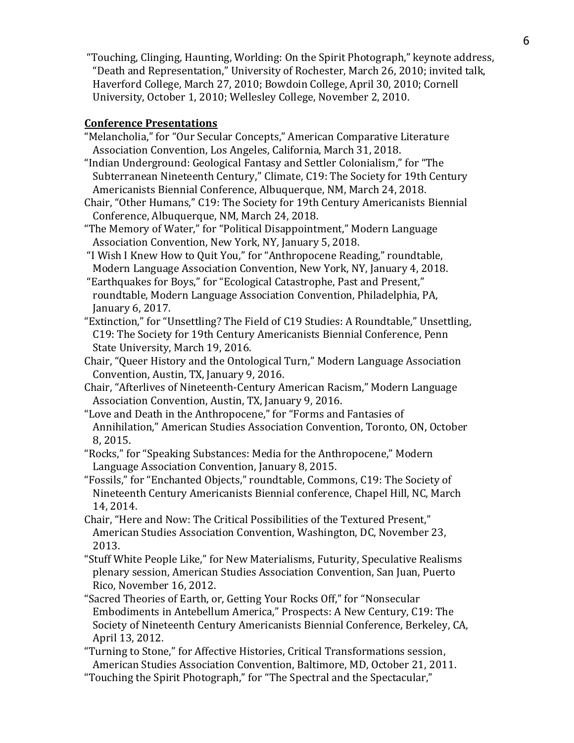"Touching, Clinging, Haunting, Worlding: On the Spirit Photograph," keynote address, "Death and Representation," University of Rochester, March 26, 2010; invited talk, Haverford College, March 27, 2010; Bowdoin College, April 30, 2010; Cornell University, October 1, 2010; Wellesley College, November 2, 2010.

**Conference Presentations**

"Melancholia," for "Our Secular Concepts," American Comparative Literature Association Convention, Los Angeles, California, March 31, 2018.

"Indian Underground: Geological Fantasy and Settler Colonialism," for "The Subterranean Nineteenth Century," Climate, C19: The Society for 19th Century Americanists Biennial Conference, Albuquerque, NM, March 24, 2018.

Chair, "Other Humans," C19: The Society for 19th Century Americanists Biennial Conference, Albuquerque, NM, March 24, 2018.

"The Memory of Water," for "Political Disappointment," Modern Language Association Convention, New York, NY, January 5, 2018.

"I Wish I Knew How to Quit You," for "Anthropocene Reading," roundtable, Modern Language Association Convention, New York, NY, January 4, 2018.

"Earthquakes for Boys," for "Ecological Catastrophe, Past and Present," roundtable, Modern Language Association Convention, Philadelphia, PA, January 6, 2017.

"Extinction," for "Unsettling? The Field of C19 Studies: A Roundtable," Unsettling, C19: The Society for 19th Century Americanists Biennial Conference, Penn State University, March 19, 2016.

Chair, "Queer History and the Ontological Turn," Modern Language Association Convention, Austin, TX, January 9, 2016.

Chair, "Afterlives of Nineteenth-Century American Racism," Modern Language Association Convention, Austin, TX, January 9, 2016.

"Love and Death in the Anthropocene," for "Forms and Fantasies of Annihilation," American Studies Association Convention, Toronto, ON, October 8, 2015.

"Rocks," for "Speaking Substances: Media for the Anthropocene," Modern Language Association Convention, January 8, 2015.

"Fossils," for "Enchanted Objects," roundtable, Commons, C19: The Society of Nineteenth Century Americanists Biennial conference, Chapel Hill, NC, March 14, 2014.

Chair, "Here and Now: The Critical Possibilities of the Textured Present," American Studies Association Convention, Washington, DC, November 23, 2013.

"Stuff White People Like," for New Materialisms, Futurity, Speculative Realisms plenary session, American Studies Association Convention, San Juan, Puerto Rico, November 16, 2012.

"Sacred Theories of Earth, or, Getting Your Rocks Off," for "Nonsecular Embodiments in Antebellum America," Prospects: A New Century, C19: The Society of Nineteenth Century Americanists Biennial Conference, Berkeley, CA, April 13, 2012.

"Turning to Stone," for Affective Histories, Critical Transformations session, American Studies Association Convention, Baltimore, MD, October 21, 2011.

"Touching the Spirit Photograph," for "The Spectral and the Spectacular,"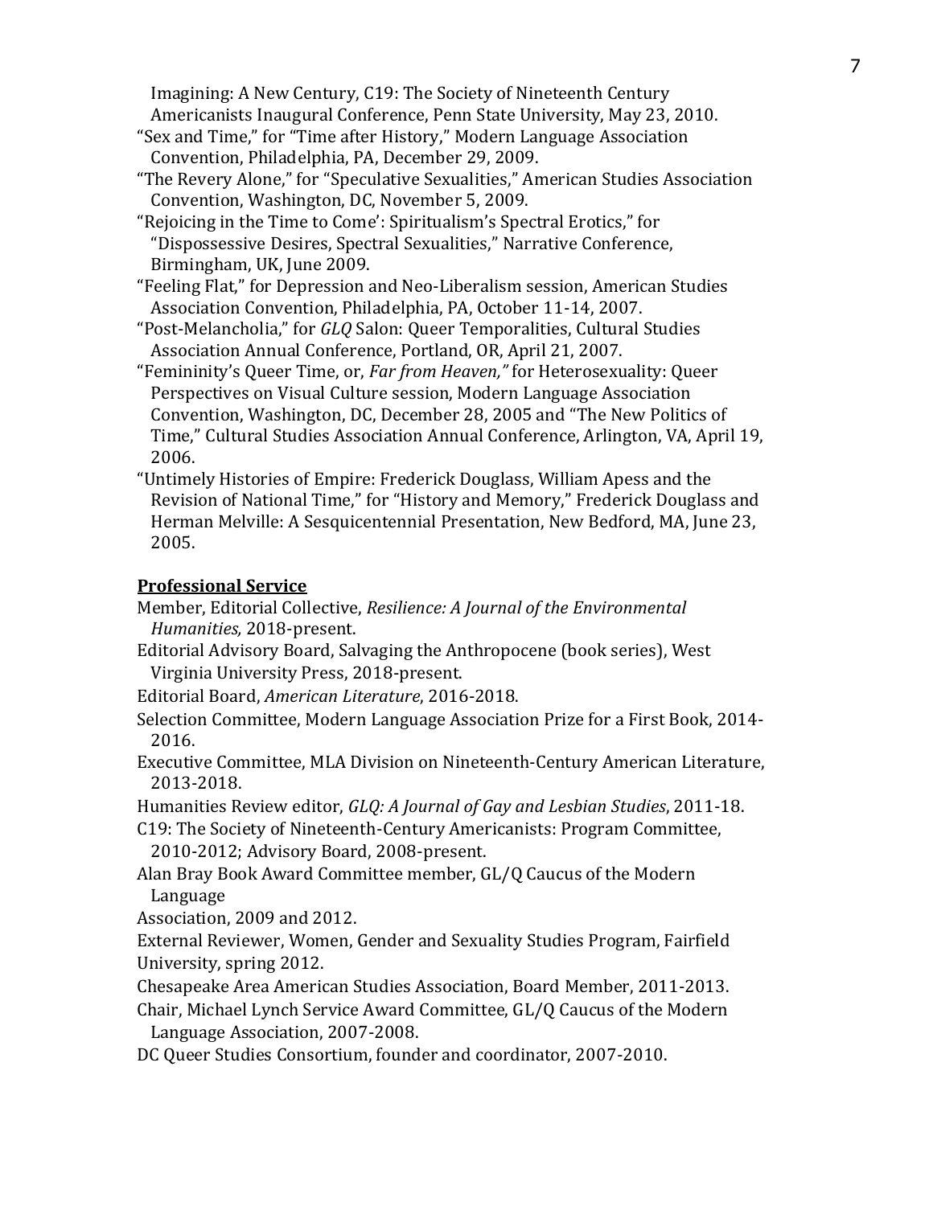Imagining: A New Century, C19: The Society of Nineteenth Century Americanists Inaugural Conference, Penn State University, May 23, 2010.

"Sex and Time," for "Time after History," Modern Language Association Convention, Philadelphia, PA, December 29, 2009.

"The Revery Alone," for "Speculative Sexualities," American Studies Association Convention, Washington, DC, November 5, 2009.

"Rejoicing in the Time to Come': Spiritualism's Spectral Erotics," for "Dispossessive Desires, Spectral Sexualities," Narrative Conference, Birmingham, UK, June 2009.

"Feeling Flat," for Depression and Neo-Liberalism session, American Studies Association Convention, Philadelphia, PA, October 11-14, 2007.

"Post-Melancholia," for *GLQ* Salon: Queer Temporalities, Cultural Studies Association Annual Conference, Portland, OR, April 21, 2007.

"Femininity's Queer Time, or, *Far from Heaven,"* for Heterosexuality: Queer Perspectives on Visual Culture session, Modern Language Association Convention, Washington, DC, December 28, 2005 and "The New Politics of Time," Cultural Studies Association Annual Conference, Arlington, VA, April 19, 2006.

"Untimely Histories of Empire: Frederick Douglass, William Apess and the Revision of National Time," for "History and Memory," Frederick Douglass and Herman Melville: A Sesquicentennial Presentation, New Bedford, MA, June 23, 2005.

## Professional Service

Member, Editorial Collective, *Resilience: A Journal of the Environmental Humanities,* 2018-present.

Editorial Advisory Board, Salvaging the Anthropocene (book series), West Virginia University Press, 2018-present.

Editorial Board, *American Literature*, 2016-2018.

Selection Committee, Modern Language Association Prize for a First Book, 2014-2016.

Executive Committee, MLA Division on Nineteenth-Century American Literature, 2013-2018.

Humanities Review editor, *GLQ: A Journal of Gay and Lesbian Studies*, 2011-18.

C19: The Society of Nineteenth-Century Americanists: Program Committee, 2010-2012; Advisory Board, 2008-present.

Alan Bray Book Award Committee member, GL/Q Caucus of the Modern Language Association, 2009 and 2012.

External Reviewer, Women, Gender and Sexuality Studies Program, Fairfield University, spring 2012.

Chesapeake Area American Studies Association, Board Member, 2011-2013.

Chair, Michael Lynch Service Award Committee, GL/Q Caucus of the Modern Language Association, 2007-2008.

DC Queer Studies Consortium, founder and coordinator, 2007-2010.